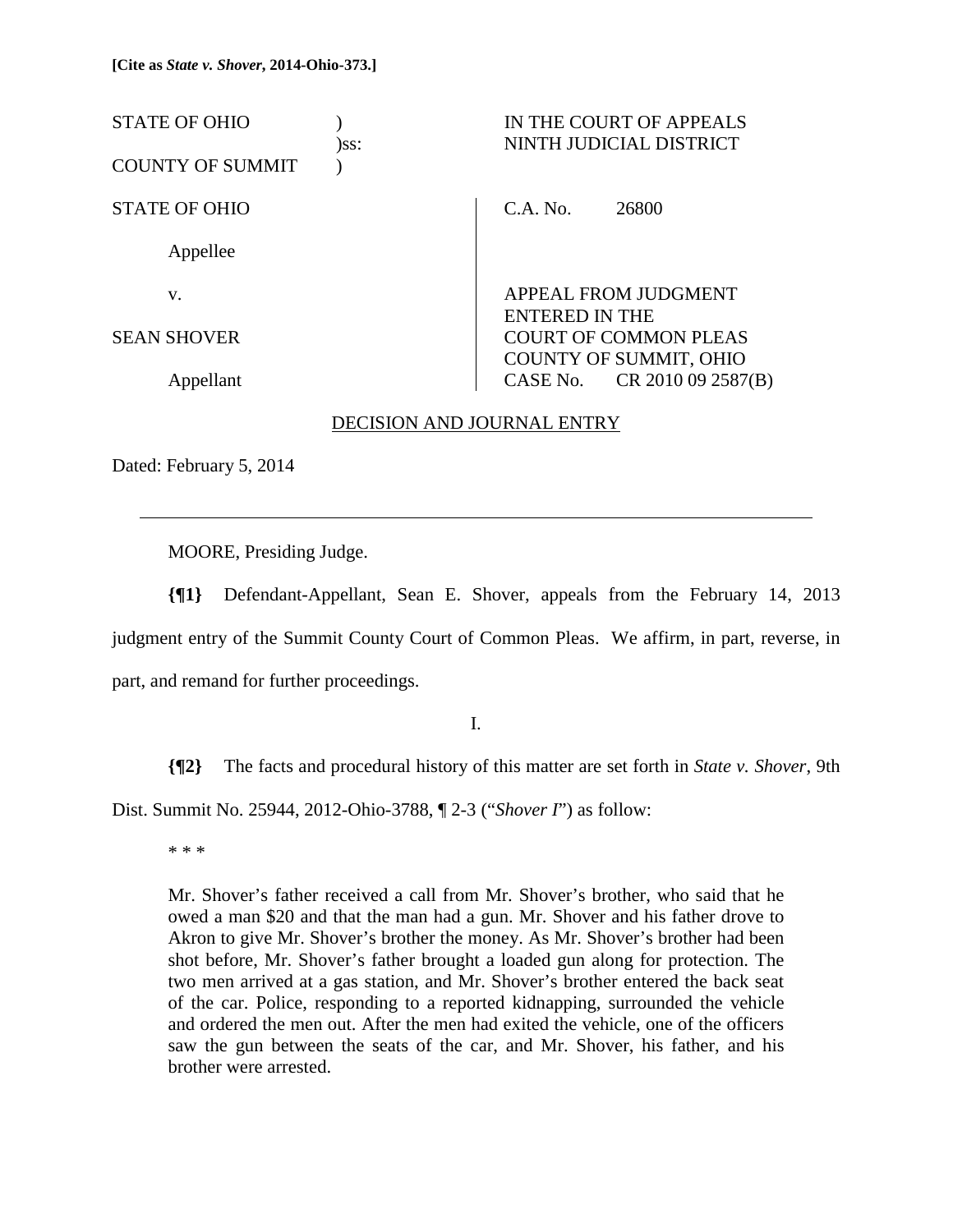**[Cite as *State v. Shover*, 2014-Ohio-373.]**

| | | |
|---|---|---|
| STATE OF OHIO | ) | IN THE COURT OF APPEALS |
| | )ss: | NINTH JUDICIAL DISTRICT |
| COUNTY OF SUMMIT | ) | |

| | |
|---|---|
| STATE OF OHIO | C.A. No. 26800 |
| Appellee | |
| v. | APPEAL FROM JUDGMENT ENTERED IN THE |
| SEAN SHOVER | COURT OF COMMON PLEAS COUNTY OF SUMMIT, OHIO |
| Appellant | CASE No. CR 2010 09 2587(B) |

DECISION AND JOURNAL ENTRY

Dated: February 5, 2014

---

MOORE, Presiding Judge.

**{¶1}** Defendant-Appellant, Sean E. Shover, appeals from the February 14, 2013 judgment entry of the Summit County Court of Common Pleas. We affirm, in part, reverse, in part, and remand for further proceedings.

I.

**{¶2}** The facts and procedural history of this matter are set forth in *State v. Shover*, 9th Dist. Summit No. 25944, 2012-Ohio-3788, ¶ 2-3 ("*Shover I*") as follow:

> * * *
>
> Mr. Shover's father received a call from Mr. Shover's brother, who said that he owed a man $20 and that the man had a gun. Mr. Shover and his father drove to Akron to give Mr. Shover's brother the money. As Mr. Shover's brother had been shot before, Mr. Shover's father brought a loaded gun along for protection. The two men arrived at a gas station, and Mr. Shover's brother entered the back seat of the car. Police, responding to a reported kidnapping, surrounded the vehicle and ordered the men out. After the men had exited the vehicle, one of the officers saw the gun between the seats of the car, and Mr. Shover, his father, and his brother were arrested.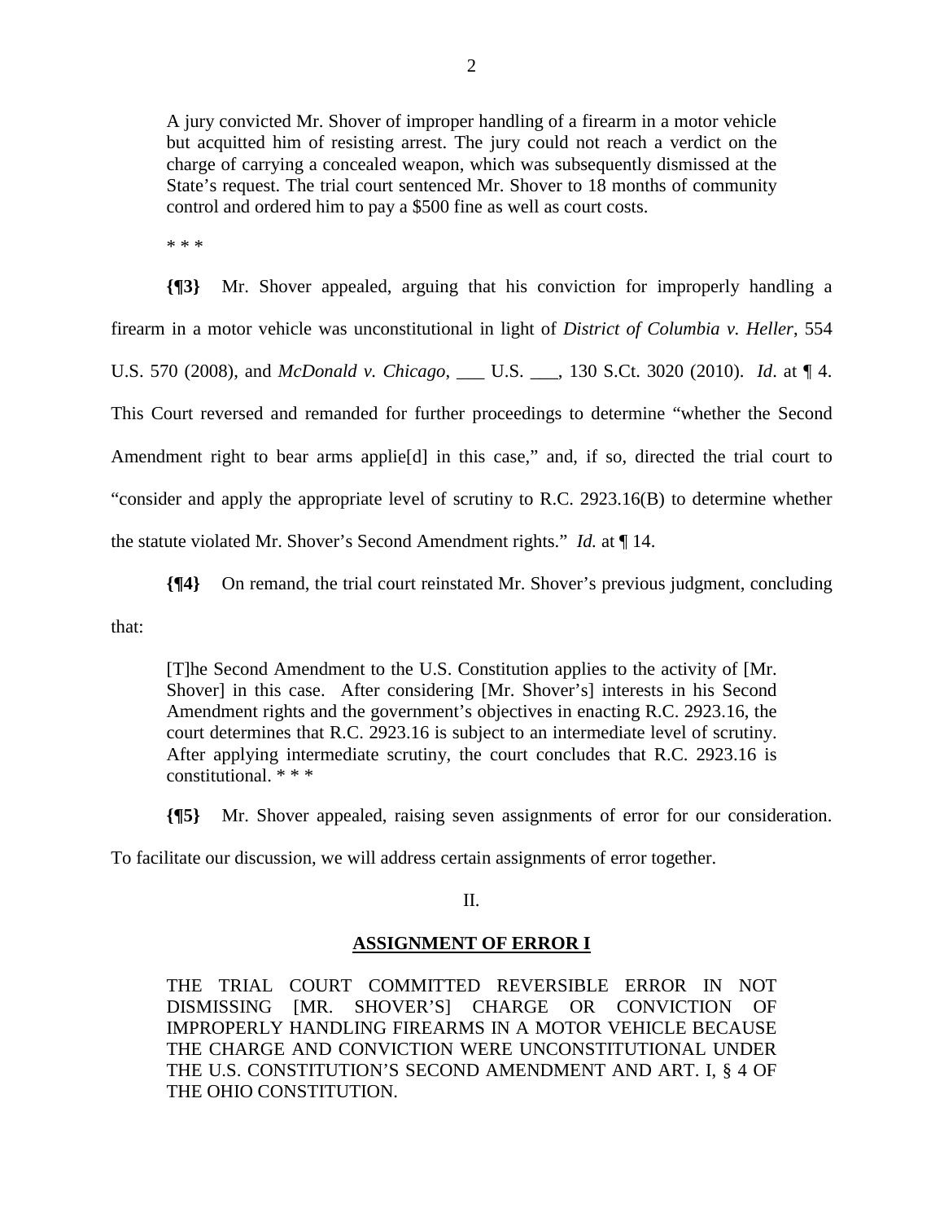> A jury convicted Mr. Shover of improper handling of a firearm in a motor vehicle but acquitted him of resisting arrest. The jury could not reach a verdict on the charge of carrying a concealed weapon, which was subsequently dismissed at the State's request. The trial court sentenced Mr. Shover to 18 months of community control and ordered him to pay a $500 fine as well as court costs.
>
> * * *

**{¶3}** Mr. Shover appealed, arguing that his conviction for improperly handling a firearm in a motor vehicle was unconstitutional in light of *District of Columbia v. Heller*, 554 U.S. 570 (2008), and *McDonald v. Chicago*, ___ U.S. ___, 130 S.Ct. 3020 (2010). *Id*. at ¶ 4. This Court reversed and remanded for further proceedings to determine "whether the Second Amendment right to bear arms applie[d] in this case," and, if so, directed the trial court to "consider and apply the appropriate level of scrutiny to R.C. 2923.16(B) to determine whether the statute violated Mr. Shover's Second Amendment rights." *Id.* at ¶ 14.

**{¶4}** On remand, the trial court reinstated Mr. Shover's previous judgment, concluding that:

> [T]he Second Amendment to the U.S. Constitution applies to the activity of [Mr. Shover] in this case. After considering [Mr. Shover's] interests in his Second Amendment rights and the government's objectives in enacting R.C. 2923.16, the court determines that R.C. 2923.16 is subject to an intermediate level of scrutiny. After applying intermediate scrutiny, the court concludes that R.C. 2923.16 is constitutional. * * *

**{¶5}** Mr. Shover appealed, raising seven assignments of error for our consideration. To facilitate our discussion, we will address certain assignments of error together.

II.

**ASSIGNMENT OF ERROR I**

> THE TRIAL COURT COMMITTED REVERSIBLE ERROR IN NOT DISMISSING [MR. SHOVER'S] CHARGE OR CONVICTION OF IMPROPERLY HANDLING FIREARMS IN A MOTOR VEHICLE BECAUSE THE CHARGE AND CONVICTION WERE UNCONSTITUTIONAL UNDER THE U.S. CONSTITUTION'S SECOND AMENDMENT AND ART. I, § 4 OF THE OHIO CONSTITUTION.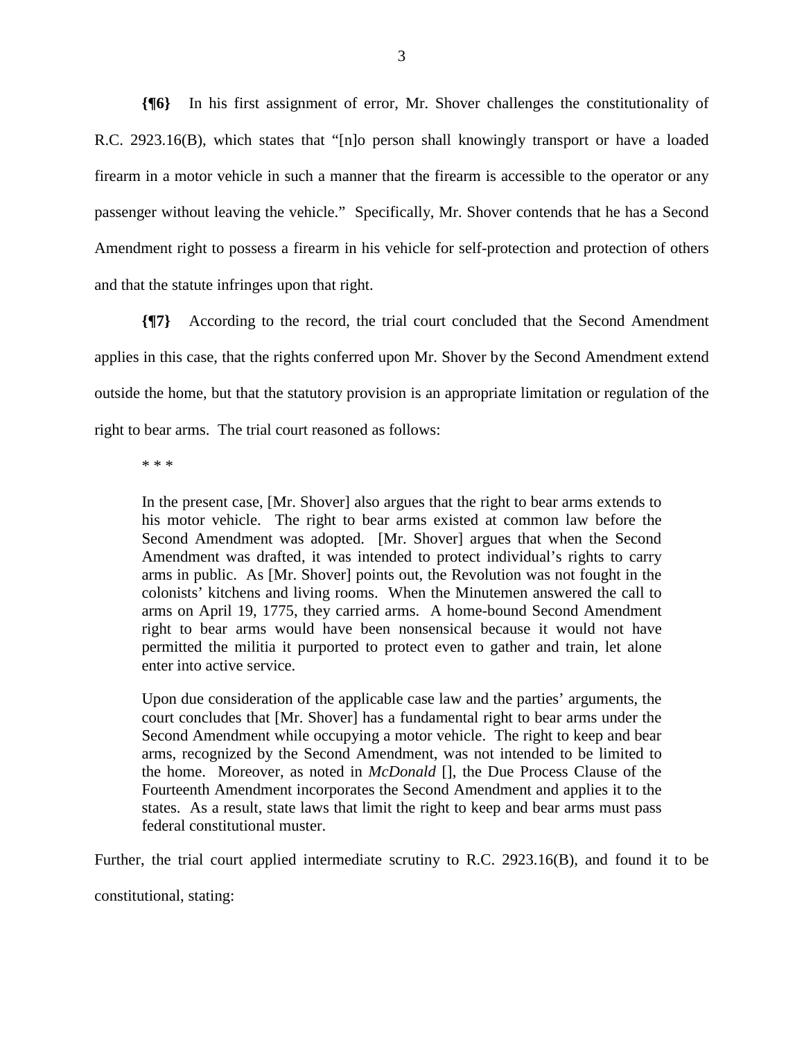**{¶6}** In his first assignment of error, Mr. Shover challenges the constitutionality of R.C. 2923.16(B), which states that "[n]o person shall knowingly transport or have a loaded firearm in a motor vehicle in such a manner that the firearm is accessible to the operator or any passenger without leaving the vehicle." Specifically, Mr. Shover contends that he has a Second Amendment right to possess a firearm in his vehicle for self-protection and protection of others and that the statute infringes upon that right.

**{¶7}** According to the record, the trial court concluded that the Second Amendment applies in this case, that the rights conferred upon Mr. Shover by the Second Amendment extend outside the home, but that the statutory provision is an appropriate limitation or regulation of the right to bear arms. The trial court reasoned as follows:

> * * *
>
> In the present case, [Mr. Shover] also argues that the right to bear arms extends to his motor vehicle. The right to bear arms existed at common law before the Second Amendment was adopted. [Mr. Shover] argues that when the Second Amendment was drafted, it was intended to protect individual's rights to carry arms in public. As [Mr. Shover] points out, the Revolution was not fought in the colonists' kitchens and living rooms. When the Minutemen answered the call to arms on April 19, 1775, they carried arms. A home-bound Second Amendment right to bear arms would have been nonsensical because it would not have permitted the militia it purported to protect even to gather and train, let alone enter into active service.
>
> Upon due consideration of the applicable case law and the parties' arguments, the court concludes that [Mr. Shover] has a fundamental right to bear arms under the Second Amendment while occupying a motor vehicle. The right to keep and bear arms, recognized by the Second Amendment, was not intended to be limited to the home. Moreover, as noted in *McDonald* [], the Due Process Clause of the Fourteenth Amendment incorporates the Second Amendment and applies it to the states. As a result, state laws that limit the right to keep and bear arms must pass federal constitutional muster.

Further, the trial court applied intermediate scrutiny to R.C. 2923.16(B), and found it to be constitutional, stating: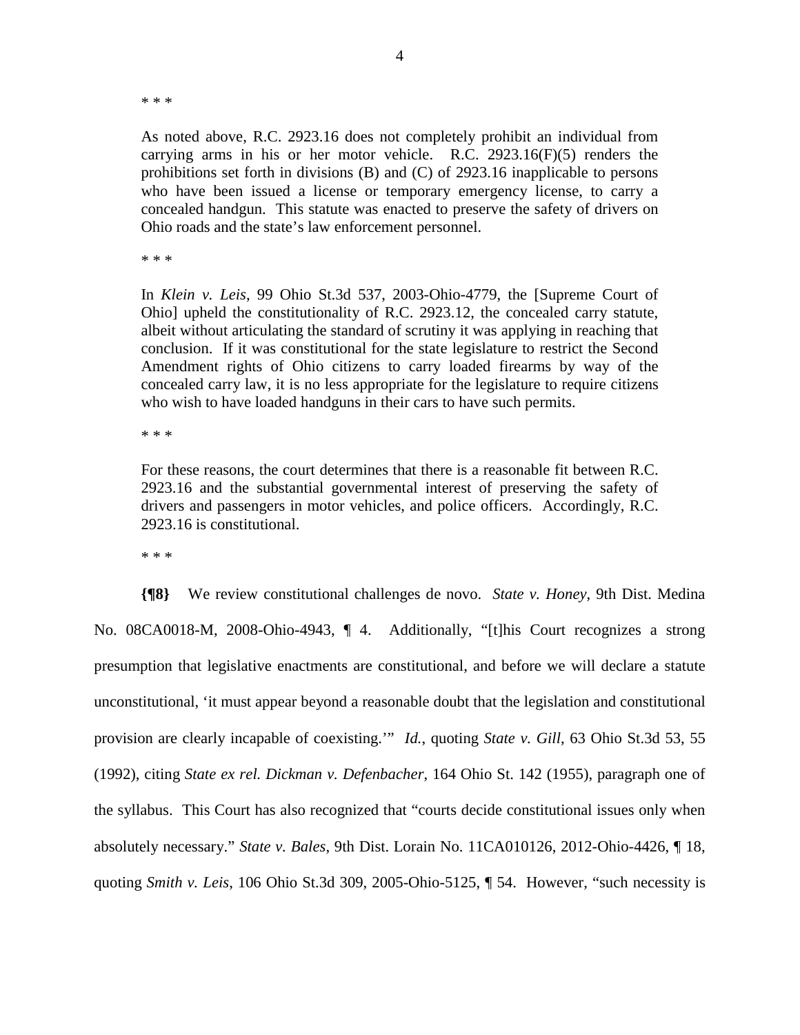\* \* \*

> As noted above, R.C. 2923.16 does not completely prohibit an individual from carrying arms in his or her motor vehicle. R.C. 2923.16(F)(5) renders the prohibitions set forth in divisions (B) and (C) of 2923.16 inapplicable to persons who have been issued a license or temporary emergency license, to carry a concealed handgun. This statute was enacted to preserve the safety of drivers on Ohio roads and the state's law enforcement personnel.
>
> \* \* \*
>
> In *Klein v. Leis*, 99 Ohio St.3d 537, 2003-Ohio-4779, the [Supreme Court of Ohio] upheld the constitutionality of R.C. 2923.12, the concealed carry statute, albeit without articulating the standard of scrutiny it was applying in reaching that conclusion. If it was constitutional for the state legislature to restrict the Second Amendment rights of Ohio citizens to carry loaded firearms by way of the concealed carry law, it is no less appropriate for the legislature to require citizens who wish to have loaded handguns in their cars to have such permits.
>
> \* \* \*
>
> For these reasons, the court determines that there is a reasonable fit between R.C. 2923.16 and the substantial governmental interest of preserving the safety of drivers and passengers in motor vehicles, and police officers. Accordingly, R.C. 2923.16 is constitutional.
>
> \* \* \*

**{¶8}** We review constitutional challenges de novo. *State v. Honey*, 9th Dist. Medina No. 08CA0018-M, 2008-Ohio-4943, ¶ 4. Additionally, "[t]his Court recognizes a strong presumption that legislative enactments are constitutional, and before we will declare a statute unconstitutional, 'it must appear beyond a reasonable doubt that the legislation and constitutional provision are clearly incapable of coexisting.'" *Id.*, quoting *State v. Gill*, 63 Ohio St.3d 53, 55 (1992), citing *State ex rel. Dickman v. Defenbacher*, 164 Ohio St. 142 (1955), paragraph one of the syllabus. This Court has also recognized that "courts decide constitutional issues only when absolutely necessary." *State v. Bales*, 9th Dist. Lorain No. 11CA010126, 2012-Ohio-4426, ¶ 18, quoting *Smith v. Leis*, 106 Ohio St.3d 309, 2005-Ohio-5125, ¶ 54. However, "such necessity is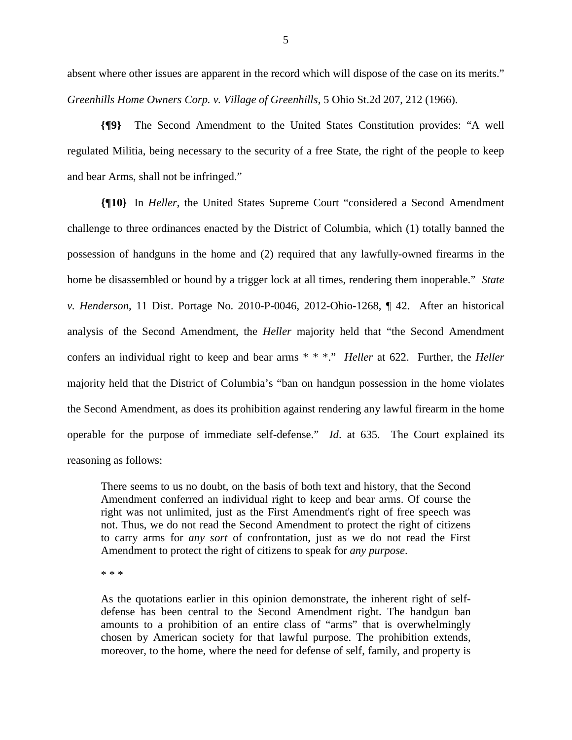absent where other issues are apparent in the record which will dispose of the case on its merits." *Greenhills Home Owners Corp. v. Village of Greenhills*, 5 Ohio St.2d 207, 212 (1966).

**{¶9}** The Second Amendment to the United States Constitution provides: "A well regulated Militia, being necessary to the security of a free State, the right of the people to keep and bear Arms, shall not be infringed."

**{¶10}** In *Heller*, the United States Supreme Court "considered a Second Amendment challenge to three ordinances enacted by the District of Columbia, which (1) totally banned the possession of handguns in the home and (2) required that any lawfully-owned firearms in the home be disassembled or bound by a trigger lock at all times, rendering them inoperable." *State v. Henderson*, 11 Dist. Portage No. 2010-P-0046, 2012-Ohio-1268, ¶ 42. After an historical analysis of the Second Amendment, the *Heller* majority held that "the Second Amendment confers an individual right to keep and bear arms * * *." *Heller* at 622. Further, the *Heller* majority held that the District of Columbia's "ban on handgun possession in the home violates the Second Amendment, as does its prohibition against rendering any lawful firearm in the home operable for the purpose of immediate self-defense." *Id*. at 635. The Court explained its reasoning as follows:

> There seems to us no doubt, on the basis of both text and history, that the Second Amendment conferred an individual right to keep and bear arms. Of course the right was not unlimited, just as the First Amendment's right of free speech was not. Thus, we do not read the Second Amendment to protect the right of citizens to carry arms for *any sort* of confrontation, just as we do not read the First Amendment to protect the right of citizens to speak for *any purpose*.
>
> * * *
>
> As the quotations earlier in this opinion demonstrate, the inherent right of self-defense has been central to the Second Amendment right. The handgun ban amounts to a prohibition of an entire class of "arms" that is overwhelmingly chosen by American society for that lawful purpose. The prohibition extends, moreover, to the home, where the need for defense of self, family, and property is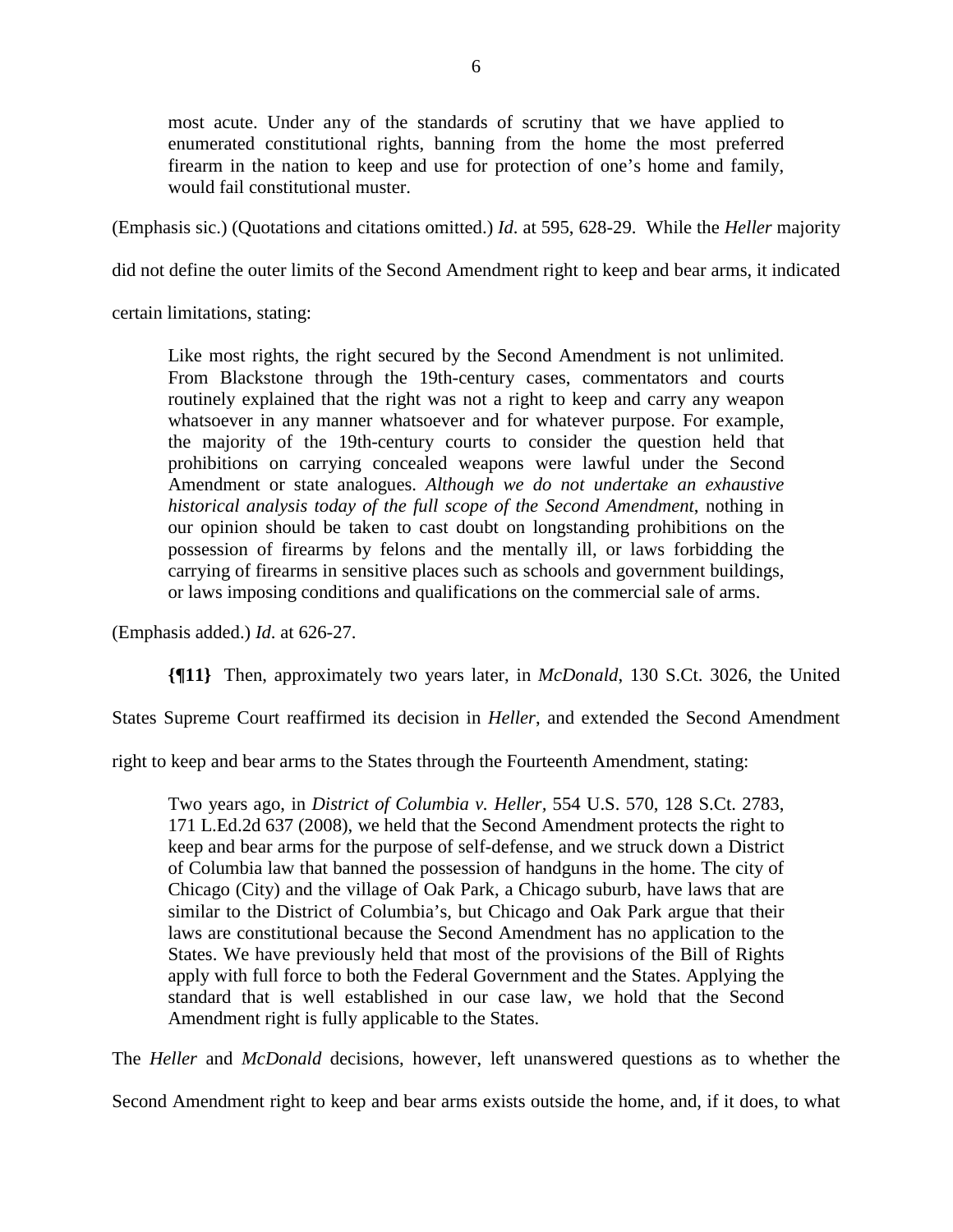> most acute. Under any of the standards of scrutiny that we have applied to enumerated constitutional rights, banning from the home the most preferred firearm in the nation to keep and use for protection of one's home and family, would fail constitutional muster.

(Emphasis sic.) (Quotations and citations omitted.) *Id*. at 595, 628-29. While the *Heller* majority did not define the outer limits of the Second Amendment right to keep and bear arms, it indicated certain limitations, stating:

> Like most rights, the right secured by the Second Amendment is not unlimited. From Blackstone through the 19th-century cases, commentators and courts routinely explained that the right was not a right to keep and carry any weapon whatsoever in any manner whatsoever and for whatever purpose. For example, the majority of the 19th-century courts to consider the question held that prohibitions on carrying concealed weapons were lawful under the Second Amendment or state analogues. *Although we do not undertake an exhaustive historical analysis today of the full scope of the Second Amendment*, nothing in our opinion should be taken to cast doubt on longstanding prohibitions on the possession of firearms by felons and the mentally ill, or laws forbidding the carrying of firearms in sensitive places such as schools and government buildings, or laws imposing conditions and qualifications on the commercial sale of arms.

(Emphasis added.) *Id*. at 626-27.

**{¶11}** Then, approximately two years later, in *McDonald*, 130 S.Ct. 3026, the United States Supreme Court reaffirmed its decision in *Heller*, and extended the Second Amendment right to keep and bear arms to the States through the Fourteenth Amendment, stating:

> Two years ago, in *District of Columbia v. Heller*, 554 U.S. 570, 128 S.Ct. 2783, 171 L.Ed.2d 637 (2008), we held that the Second Amendment protects the right to keep and bear arms for the purpose of self-defense, and we struck down a District of Columbia law that banned the possession of handguns in the home. The city of Chicago (City) and the village of Oak Park, a Chicago suburb, have laws that are similar to the District of Columbia's, but Chicago and Oak Park argue that their laws are constitutional because the Second Amendment has no application to the States. We have previously held that most of the provisions of the Bill of Rights apply with full force to both the Federal Government and the States. Applying the standard that is well established in our case law, we hold that the Second Amendment right is fully applicable to the States.

The *Heller* and *McDonald* decisions, however, left unanswered questions as to whether the Second Amendment right to keep and bear arms exists outside the home, and, if it does, to what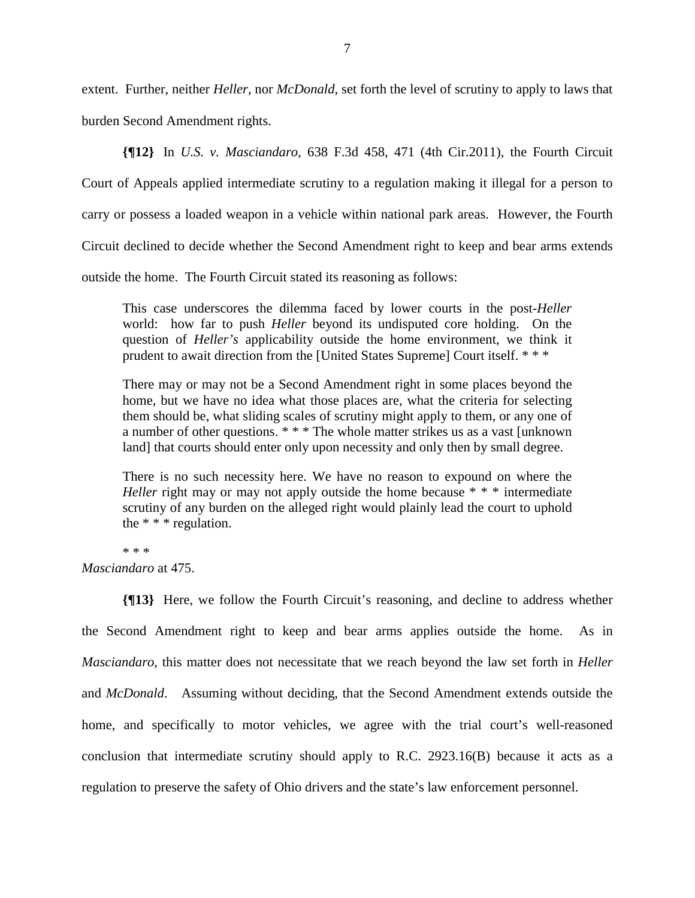extent. Further, neither *Heller*, nor *McDonald*, set forth the level of scrutiny to apply to laws that burden Second Amendment rights.

**{¶12}** In *U.S. v. Masciandaro*, 638 F.3d 458, 471 (4th Cir.2011), the Fourth Circuit Court of Appeals applied intermediate scrutiny to a regulation making it illegal for a person to carry or possess a loaded weapon in a vehicle within national park areas. However, the Fourth Circuit declined to decide whether the Second Amendment right to keep and bear arms extends outside the home. The Fourth Circuit stated its reasoning as follows:

> This case underscores the dilemma faced by lower courts in the post-*Heller* world: how far to push *Heller* beyond its undisputed core holding. On the question of *Heller's* applicability outside the home environment, we think it prudent to await direction from the [United States Supreme] Court itself. * * *
>
> There may or may not be a Second Amendment right in some places beyond the home, but we have no idea what those places are, what the criteria for selecting them should be, what sliding scales of scrutiny might apply to them, or any one of a number of other questions. * * * The whole matter strikes us as a vast [unknown land] that courts should enter only upon necessity and only then by small degree.
>
> There is no such necessity here. We have no reason to expound on where the *Heller* right may or may not apply outside the home because * * * intermediate scrutiny of any burden on the alleged right would plainly lead the court to uphold the * * * regulation.
>
> * * *

*Masciandaro* at 475.

**{¶13}** Here, we follow the Fourth Circuit's reasoning, and decline to address whether the Second Amendment right to keep and bear arms applies outside the home. As in *Masciandaro*, this matter does not necessitate that we reach beyond the law set forth in *Heller* and *McDonald*. Assuming without deciding, that the Second Amendment extends outside the home, and specifically to motor vehicles, we agree with the trial court's well-reasoned conclusion that intermediate scrutiny should apply to R.C. 2923.16(B) because it acts as a regulation to preserve the safety of Ohio drivers and the state's law enforcement personnel.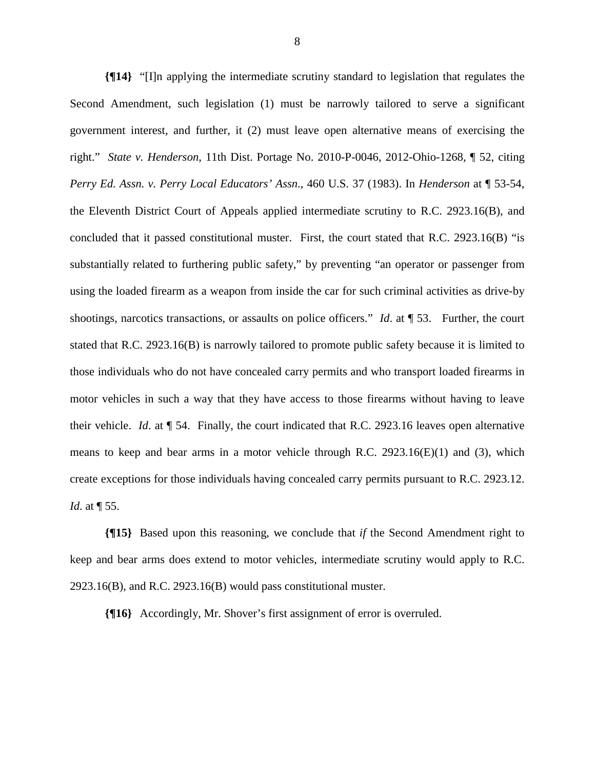**{¶14}** "[I]n applying the intermediate scrutiny standard to legislation that regulates the Second Amendment, such legislation (1) must be narrowly tailored to serve a significant government interest, and further, it (2) must leave open alternative means of exercising the right." *State v. Henderson*, 11th Dist. Portage No. 2010-P-0046, 2012-Ohio-1268, ¶ 52, citing *Perry Ed. Assn. v. Perry Local Educators' Assn*., 460 U.S. 37 (1983). In *Henderson* at ¶ 53-54, the Eleventh District Court of Appeals applied intermediate scrutiny to R.C. 2923.16(B), and concluded that it passed constitutional muster. First, the court stated that R.C. 2923.16(B) "is substantially related to furthering public safety," by preventing "an operator or passenger from using the loaded firearm as a weapon from inside the car for such criminal activities as drive-by shootings, narcotics transactions, or assaults on police officers." *Id*. at ¶ 53. Further, the court stated that R.C. 2923.16(B) is narrowly tailored to promote public safety because it is limited to those individuals who do not have concealed carry permits and who transport loaded firearms in motor vehicles in such a way that they have access to those firearms without having to leave their vehicle. *Id*. at ¶ 54. Finally, the court indicated that R.C. 2923.16 leaves open alternative means to keep and bear arms in a motor vehicle through R.C. 2923.16(E)(1) and (3), which create exceptions for those individuals having concealed carry permits pursuant to R.C. 2923.12. *Id*. at ¶ 55.

**{¶15}** Based upon this reasoning, we conclude that *if* the Second Amendment right to keep and bear arms does extend to motor vehicles, intermediate scrutiny would apply to R.C. 2923.16(B), and R.C. 2923.16(B) would pass constitutional muster.

**{¶16}** Accordingly, Mr. Shover's first assignment of error is overruled.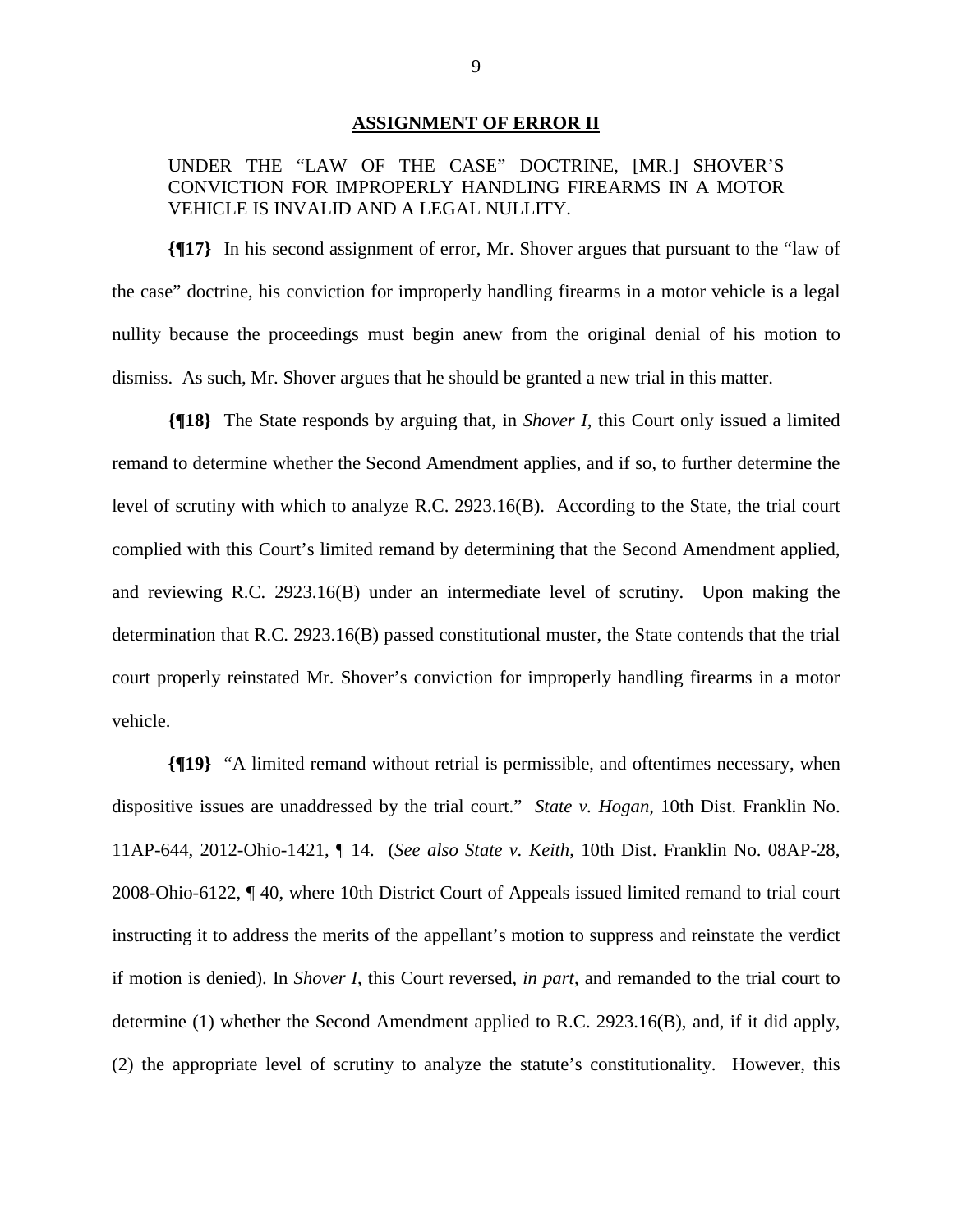**ASSIGNMENT OF ERROR II**

UNDER THE "LAW OF THE CASE" DOCTRINE, [MR.] SHOVER'S CONVICTION FOR IMPROPERLY HANDLING FIREARMS IN A MOTOR VEHICLE IS INVALID AND A LEGAL NULLITY.

**{¶17}** In his second assignment of error, Mr. Shover argues that pursuant to the "law of the case" doctrine, his conviction for improperly handling firearms in a motor vehicle is a legal nullity because the proceedings must begin anew from the original denial of his motion to dismiss. As such, Mr. Shover argues that he should be granted a new trial in this matter.

**{¶18}** The State responds by arguing that, in *Shover I*, this Court only issued a limited remand to determine whether the Second Amendment applies, and if so, to further determine the level of scrutiny with which to analyze R.C. 2923.16(B). According to the State, the trial court complied with this Court's limited remand by determining that the Second Amendment applied, and reviewing R.C. 2923.16(B) under an intermediate level of scrutiny. Upon making the determination that R.C. 2923.16(B) passed constitutional muster, the State contends that the trial court properly reinstated Mr. Shover's conviction for improperly handling firearms in a motor vehicle.

**{¶19}** "A limited remand without retrial is permissible, and oftentimes necessary, when dispositive issues are unaddressed by the trial court." *State v. Hogan*, 10th Dist. Franklin No. 11AP-644, 2012-Ohio-1421, ¶ 14. (*See also State v. Keith*, 10th Dist. Franklin No. 08AP-28, 2008-Ohio-6122, ¶ 40, where 10th District Court of Appeals issued limited remand to trial court instructing it to address the merits of the appellant's motion to suppress and reinstate the verdict if motion is denied). In *Shover I*, this Court reversed, *in part*, and remanded to the trial court to determine (1) whether the Second Amendment applied to R.C. 2923.16(B), and, if it did apply, (2) the appropriate level of scrutiny to analyze the statute's constitutionality. However, this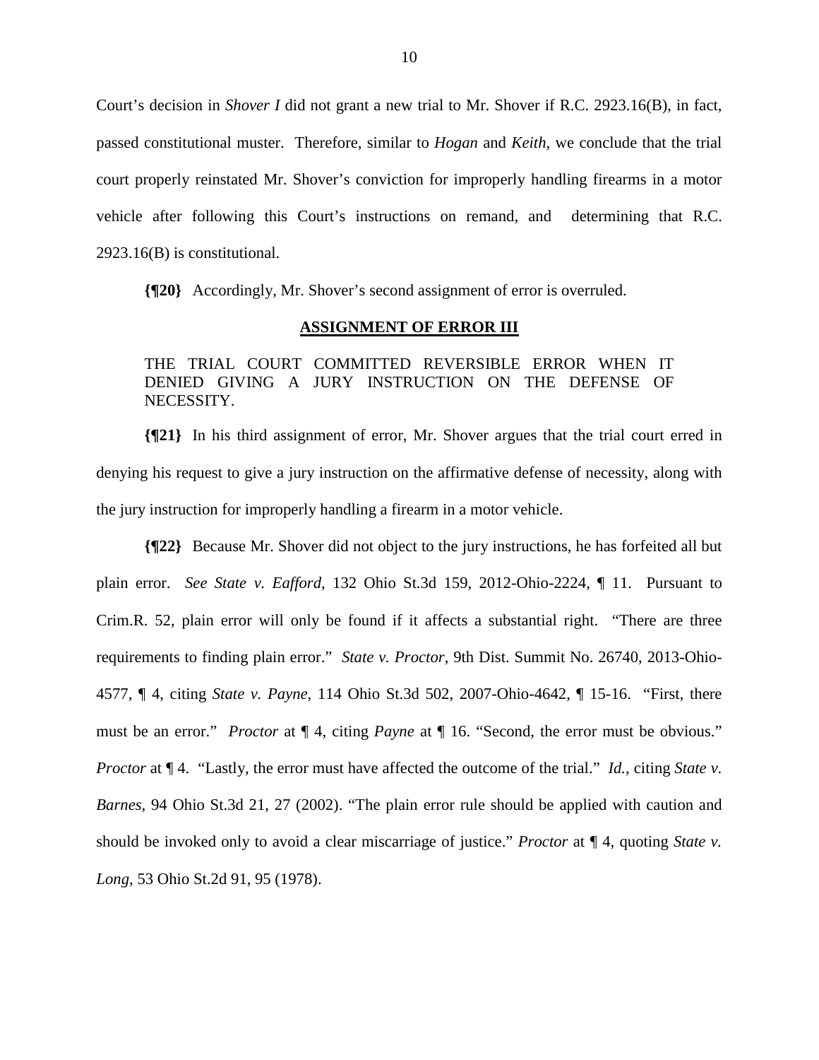Court's decision in *Shover I* did not grant a new trial to Mr. Shover if R.C. 2923.16(B), in fact, passed constitutional muster. Therefore, similar to *Hogan* and *Keith*, we conclude that the trial court properly reinstated Mr. Shover's conviction for improperly handling firearms in a motor vehicle after following this Court's instructions on remand, and determining that R.C. 2923.16(B) is constitutional.

**{¶20}** Accordingly, Mr. Shover's second assignment of error is overruled.

**ASSIGNMENT OF ERROR III**

THE TRIAL COURT COMMITTED REVERSIBLE ERROR WHEN IT DENIED GIVING A JURY INSTRUCTION ON THE DEFENSE OF NECESSITY.

**{¶21}** In his third assignment of error, Mr. Shover argues that the trial court erred in denying his request to give a jury instruction on the affirmative defense of necessity, along with the jury instruction for improperly handling a firearm in a motor vehicle.

**{¶22}** Because Mr. Shover did not object to the jury instructions, he has forfeited all but plain error. *See State v. Eafford*, 132 Ohio St.3d 159, 2012-Ohio-2224, ¶ 11. Pursuant to Crim.R. 52, plain error will only be found if it affects a substantial right. "There are three requirements to finding plain error." *State v. Proctor*, 9th Dist. Summit No. 26740, 2013-Ohio-4577, ¶ 4, citing *State v. Payne*, 114 Ohio St.3d 502, 2007-Ohio-4642, ¶ 15-16. "First, there must be an error." *Proctor* at ¶ 4, citing *Payne* at ¶ 16. "Second, the error must be obvious." *Proctor* at ¶ 4. "Lastly, the error must have affected the outcome of the trial." *Id.*, citing *State v. Barnes*, 94 Ohio St.3d 21, 27 (2002). "The plain error rule should be applied with caution and should be invoked only to avoid a clear miscarriage of justice." *Proctor* at ¶ 4, quoting *State v. Long*, 53 Ohio St.2d 91, 95 (1978).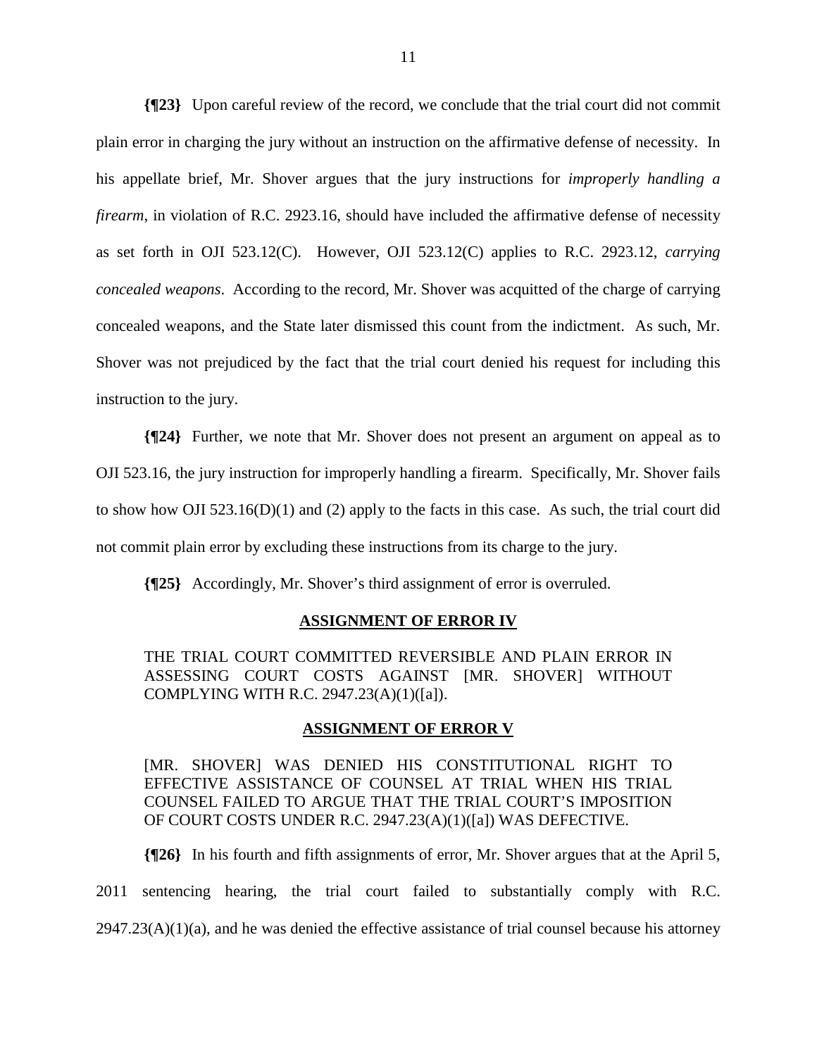**{¶23}** Upon careful review of the record, we conclude that the trial court did not commit plain error in charging the jury without an instruction on the affirmative defense of necessity. In his appellate brief, Mr. Shover argues that the jury instructions for *improperly handling a firearm*, in violation of R.C. 2923.16, should have included the affirmative defense of necessity as set forth in OJI 523.12(C). However, OJI 523.12(C) applies to R.C. 2923.12, *carrying concealed weapons*. According to the record, Mr. Shover was acquitted of the charge of carrying concealed weapons, and the State later dismissed this count from the indictment. As such, Mr. Shover was not prejudiced by the fact that the trial court denied his request for including this instruction to the jury.

**{¶24}** Further, we note that Mr. Shover does not present an argument on appeal as to OJI 523.16, the jury instruction for improperly handling a firearm. Specifically, Mr. Shover fails to show how OJI 523.16(D)(1) and (2) apply to the facts in this case. As such, the trial court did not commit plain error by excluding these instructions from its charge to the jury.

**{¶25}** Accordingly, Mr. Shover's third assignment of error is overruled.

**ASSIGNMENT OF ERROR IV**

THE TRIAL COURT COMMITTED REVERSIBLE AND PLAIN ERROR IN ASSESSING COURT COSTS AGAINST [MR. SHOVER] WITHOUT COMPLYING WITH R.C. 2947.23(A)(1)([a]).

**ASSIGNMENT OF ERROR V**

[MR. SHOVER] WAS DENIED HIS CONSTITUTIONAL RIGHT TO EFFECTIVE ASSISTANCE OF COUNSEL AT TRIAL WHEN HIS TRIAL COUNSEL FAILED TO ARGUE THAT THE TRIAL COURT'S IMPOSITION OF COURT COSTS UNDER R.C. 2947.23(A)(1)([a]) WAS DEFECTIVE.

**{¶26}** In his fourth and fifth assignments of error, Mr. Shover argues that at the April 5, 2011 sentencing hearing, the trial court failed to substantially comply with R.C. 2947.23(A)(1)(a), and he was denied the effective assistance of trial counsel because his attorney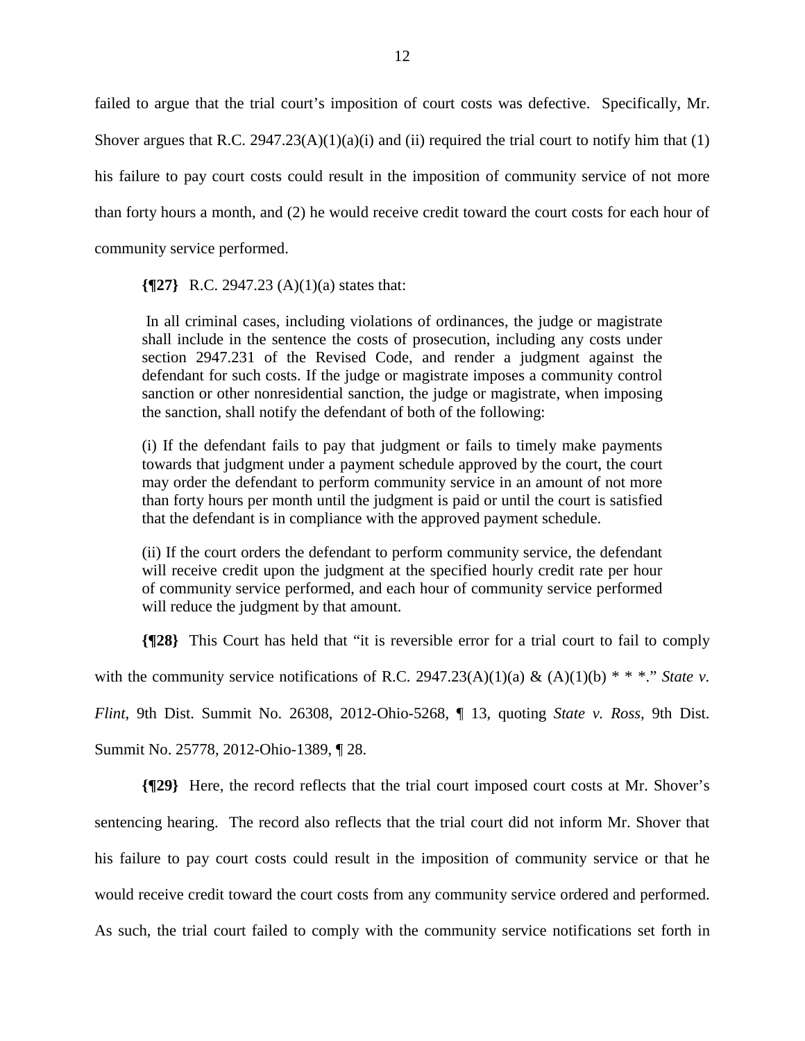failed to argue that the trial court's imposition of court costs was defective. Specifically, Mr. Shover argues that R.C. 2947.23(A)(1)(a)(i) and (ii) required the trial court to notify him that (1) his failure to pay court costs could result in the imposition of community service of not more than forty hours a month, and (2) he would receive credit toward the court costs for each hour of community service performed.

**{¶27}** R.C. 2947.23 (A)(1)(a) states that:

> In all criminal cases, including violations of ordinances, the judge or magistrate shall include in the sentence the costs of prosecution, including any costs under section 2947.231 of the Revised Code, and render a judgment against the defendant for such costs. If the judge or magistrate imposes a community control sanction or other nonresidential sanction, the judge or magistrate, when imposing the sanction, shall notify the defendant of both of the following:
>
> (i) If the defendant fails to pay that judgment or fails to timely make payments towards that judgment under a payment schedule approved by the court, the court may order the defendant to perform community service in an amount of not more than forty hours per month until the judgment is paid or until the court is satisfied that the defendant is in compliance with the approved payment schedule.
>
> (ii) If the court orders the defendant to perform community service, the defendant will receive credit upon the judgment at the specified hourly credit rate per hour of community service performed, and each hour of community service performed will reduce the judgment by that amount.

**{¶28}** This Court has held that "it is reversible error for a trial court to fail to comply with the community service notifications of R.C. 2947.23(A)(1)(a) & (A)(1)(b) * * *." *State v. Flint*, 9th Dist. Summit No. 26308, 2012-Ohio-5268, ¶ 13, quoting *State v. Ross*, 9th Dist. Summit No. 25778, 2012-Ohio-1389, ¶ 28.

**{¶29}** Here, the record reflects that the trial court imposed court costs at Mr. Shover's sentencing hearing. The record also reflects that the trial court did not inform Mr. Shover that his failure to pay court costs could result in the imposition of community service or that he would receive credit toward the court costs from any community service ordered and performed. As such, the trial court failed to comply with the community service notifications set forth in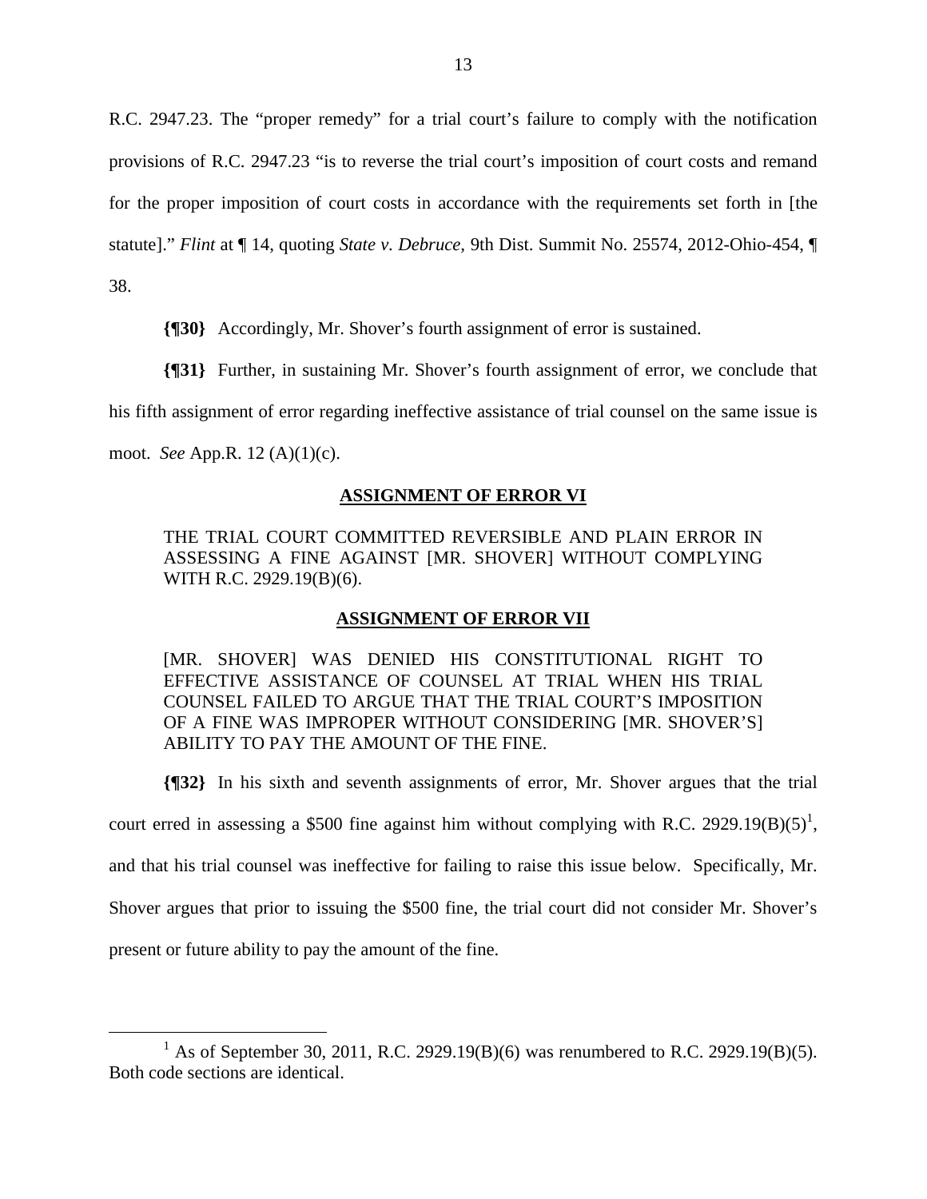R.C. 2947.23. The "proper remedy" for a trial court's failure to comply with the notification provisions of R.C. 2947.23 "is to reverse the trial court's imposition of court costs and remand for the proper imposition of court costs in accordance with the requirements set forth in [the statute]." *Flint* at ¶ 14, quoting *State v. Debruce,* 9th Dist. Summit No. 25574, 2012-Ohio-454, ¶ 38.

**{¶30}** Accordingly, Mr. Shover's fourth assignment of error is sustained.

**{¶31}** Further, in sustaining Mr. Shover's fourth assignment of error, we conclude that his fifth assignment of error regarding ineffective assistance of trial counsel on the same issue is moot. *See* App.R. 12 (A)(1)(c).

**ASSIGNMENT OF ERROR VI**

THE TRIAL COURT COMMITTED REVERSIBLE AND PLAIN ERROR IN ASSESSING A FINE AGAINST [MR. SHOVER] WITHOUT COMPLYING WITH R.C. 2929.19(B)(6).

**ASSIGNMENT OF ERROR VII**

[MR. SHOVER] WAS DENIED HIS CONSTITUTIONAL RIGHT TO EFFECTIVE ASSISTANCE OF COUNSEL AT TRIAL WHEN HIS TRIAL COUNSEL FAILED TO ARGUE THAT THE TRIAL COURT'S IMPOSITION OF A FINE WAS IMPROPER WITHOUT CONSIDERING [MR. SHOVER'S] ABILITY TO PAY THE AMOUNT OF THE FINE.

**{¶32}** In his sixth and seventh assignments of error, Mr. Shover argues that the trial court erred in assessing a $500 fine against him without complying with R.C. 2929.19(B)(5)[1], and that his trial counsel was ineffective for failing to raise this issue below. Specifically, Mr. Shover argues that prior to issuing the $500 fine, the trial court did not consider Mr. Shover's present or future ability to pay the amount of the fine.

[1] As of September 30, 2011, R.C. 2929.19(B)(6) was renumbered to R.C. 2929.19(B)(5). Both code sections are identical.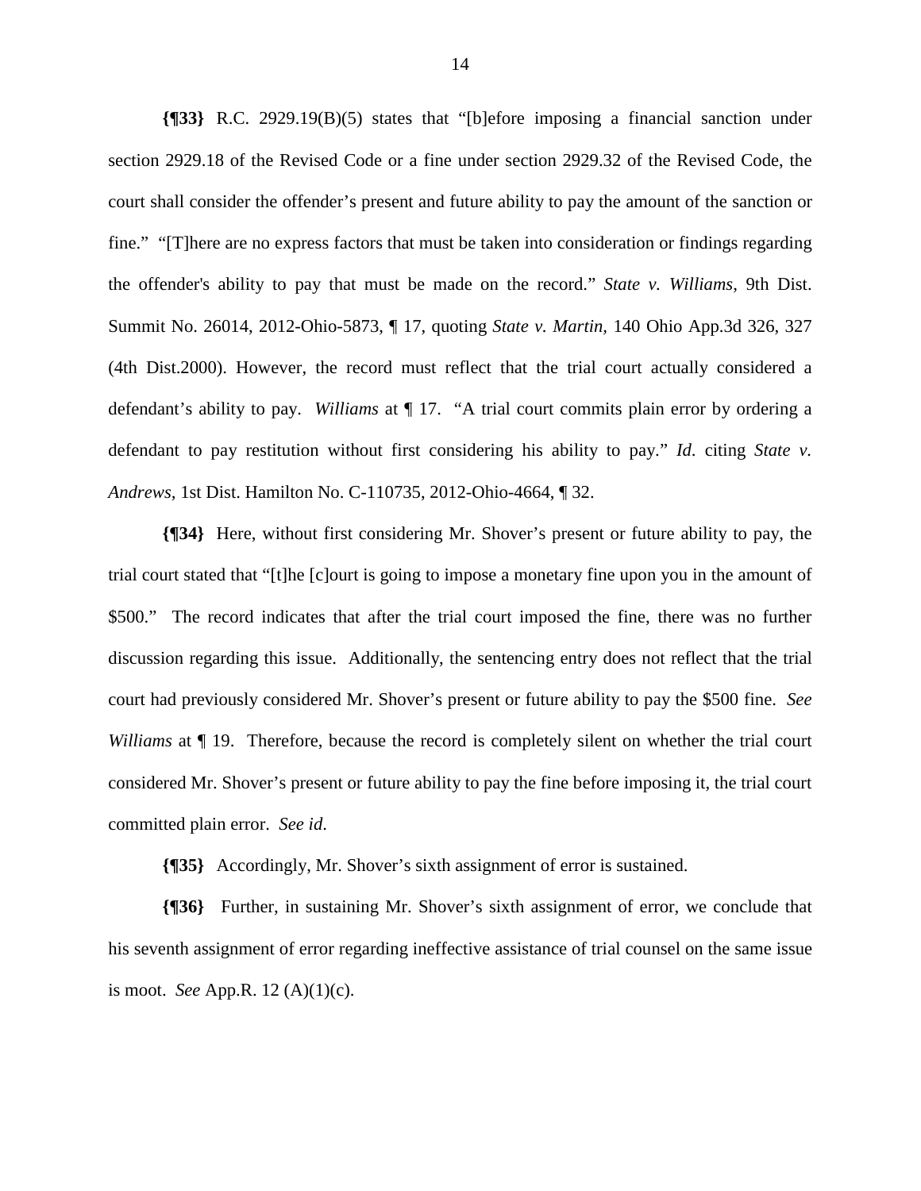**{¶33}** R.C. 2929.19(B)(5) states that "[b]efore imposing a financial sanction under section 2929.18 of the Revised Code or a fine under section 2929.32 of the Revised Code, the court shall consider the offender's present and future ability to pay the amount of the sanction or fine." "[T]here are no express factors that must be taken into consideration or findings regarding the offender's ability to pay that must be made on the record." *State v. Williams*, 9th Dist. Summit No. 26014, 2012-Ohio-5873, ¶ 17, quoting *State v. Martin*, 140 Ohio App.3d 326, 327 (4th Dist.2000). However, the record must reflect that the trial court actually considered a defendant's ability to pay. *Williams* at ¶ 17. "A trial court commits plain error by ordering a defendant to pay restitution without first considering his ability to pay." *Id.* citing *State v. Andrews*, 1st Dist. Hamilton No. C-110735, 2012-Ohio-4664, ¶ 32.

**{¶34}** Here, without first considering Mr. Shover's present or future ability to pay, the trial court stated that "[t]he [c]ourt is going to impose a monetary fine upon you in the amount of $500." The record indicates that after the trial court imposed the fine, there was no further discussion regarding this issue. Additionally, the sentencing entry does not reflect that the trial court had previously considered Mr. Shover's present or future ability to pay the $500 fine. *See Williams* at ¶ 19. Therefore, because the record is completely silent on whether the trial court considered Mr. Shover's present or future ability to pay the fine before imposing it, the trial court committed plain error. *See id.*

**{¶35}** Accordingly, Mr. Shover's sixth assignment of error is sustained.

**{¶36}** Further, in sustaining Mr. Shover's sixth assignment of error, we conclude that his seventh assignment of error regarding ineffective assistance of trial counsel on the same issue is moot. *See* App.R. 12 (A)(1)(c).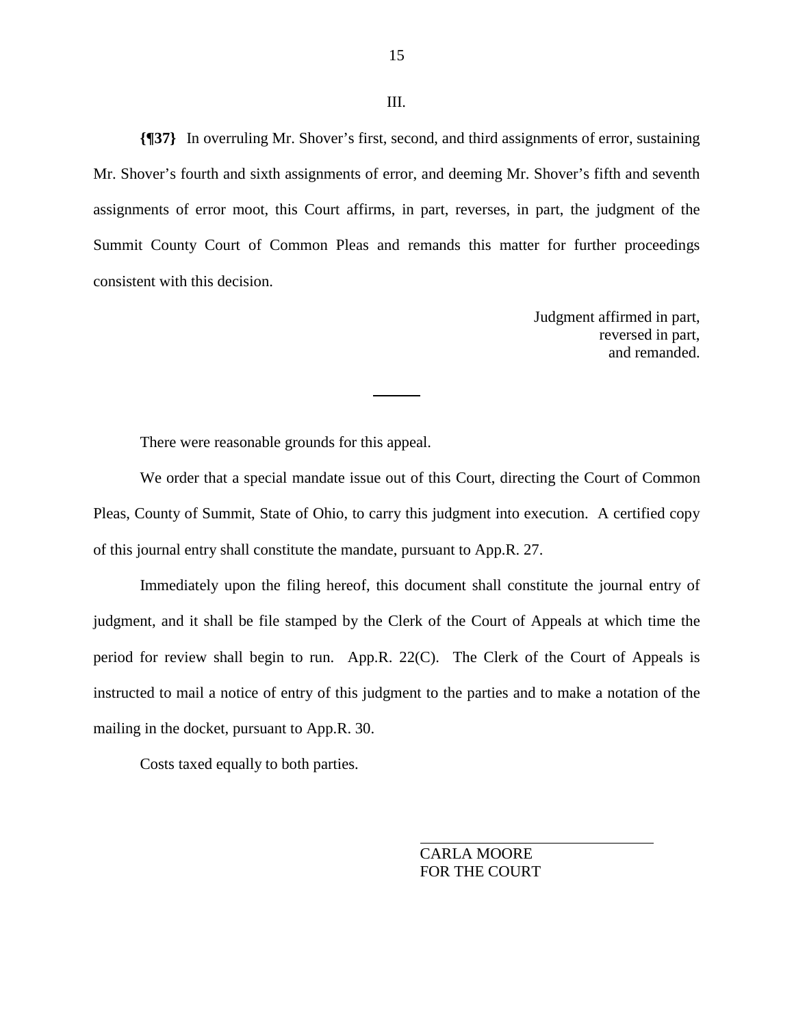III.

**{¶37}** In overruling Mr. Shover's first, second, and third assignments of error, sustaining Mr. Shover's fourth and sixth assignments of error, and deeming Mr. Shover's fifth and seventh assignments of error moot, this Court affirms, in part, reverses, in part, the judgment of the Summit County Court of Common Pleas and remands this matter for further proceedings consistent with this decision.

Judgment affirmed in part,
reversed in part,
and remanded.

---

There were reasonable grounds for this appeal.

We order that a special mandate issue out of this Court, directing the Court of Common Pleas, County of Summit, State of Ohio, to carry this judgment into execution. A certified copy of this journal entry shall constitute the mandate, pursuant to App.R. 27.

Immediately upon the filing hereof, this document shall constitute the journal entry of judgment, and it shall be file stamped by the Clerk of the Court of Appeals at which time the period for review shall begin to run. App.R. 22(C). The Clerk of the Court of Appeals is instructed to mail a notice of entry of this judgment to the parties and to make a notation of the mailing in the docket, pursuant to App.R. 30.

Costs taxed equally to both parties.

CARLA MOORE
FOR THE COURT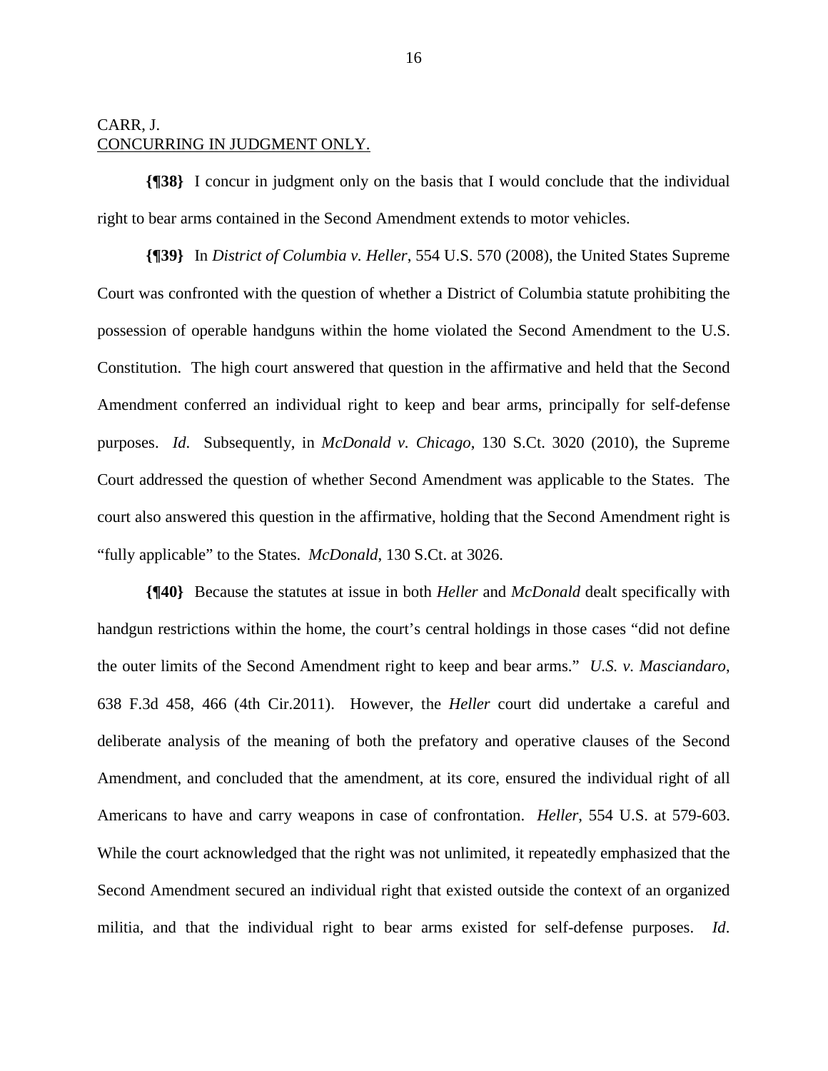CARR, J.
<u>CONCURRING IN JUDGMENT ONLY.</u>

**{¶38}** I concur in judgment only on the basis that I would conclude that the individual right to bear arms contained in the Second Amendment extends to motor vehicles.

**{¶39}** In *District of Columbia v. Heller*, 554 U.S. 570 (2008), the United States Supreme Court was confronted with the question of whether a District of Columbia statute prohibiting the possession of operable handguns within the home violated the Second Amendment to the U.S. Constitution. The high court answered that question in the affirmative and held that the Second Amendment conferred an individual right to keep and bear arms, principally for self-defense purposes. *Id*. Subsequently, in *McDonald v. Chicago*, 130 S.Ct. 3020 (2010), the Supreme Court addressed the question of whether Second Amendment was applicable to the States. The court also answered this question in the affirmative, holding that the Second Amendment right is "fully applicable" to the States. *McDonald*, 130 S.Ct. at 3026.

**{¶40}** Because the statutes at issue in both *Heller* and *McDonald* dealt specifically with handgun restrictions within the home, the court's central holdings in those cases "did not define the outer limits of the Second Amendment right to keep and bear arms." *U.S. v. Masciandaro*, 638 F.3d 458, 466 (4th Cir.2011). However, the *Heller* court did undertake a careful and deliberate analysis of the meaning of both the prefatory and operative clauses of the Second Amendment, and concluded that the amendment, at its core, ensured the individual right of all Americans to have and carry weapons in case of confrontation. *Heller*, 554 U.S. at 579-603. While the court acknowledged that the right was not unlimited, it repeatedly emphasized that the Second Amendment secured an individual right that existed outside the context of an organized militia, and that the individual right to bear arms existed for self-defense purposes. *Id*.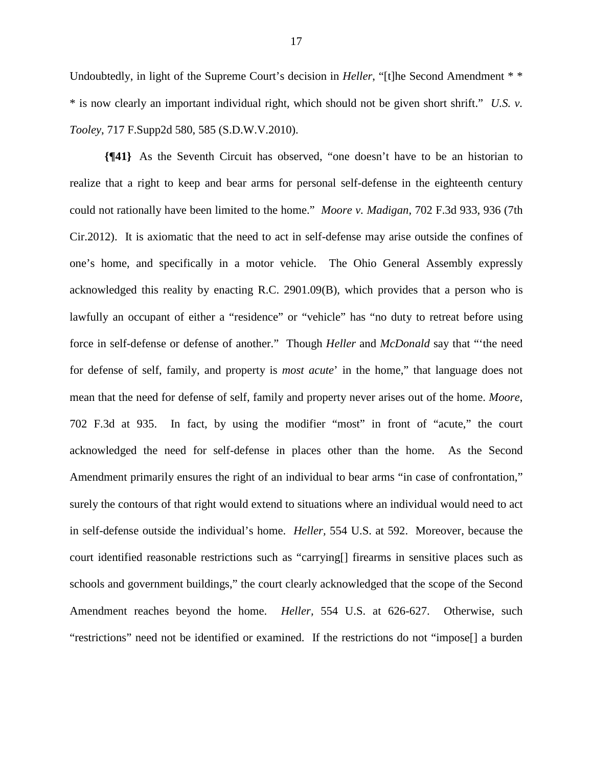Undoubtedly, in light of the Supreme Court's decision in *Heller*, "[t]he Second Amendment * * * is now clearly an important individual right, which should not be given short shrift." *U.S. v. Tooley*, 717 F.Supp2d 580, 585 (S.D.W.V.2010).

**{¶41}** As the Seventh Circuit has observed, "one doesn't have to be an historian to realize that a right to keep and bear arms for personal self-defense in the eighteenth century could not rationally have been limited to the home." *Moore v. Madigan*, 702 F.3d 933, 936 (7th Cir.2012). It is axiomatic that the need to act in self-defense may arise outside the confines of one's home, and specifically in a motor vehicle. The Ohio General Assembly expressly acknowledged this reality by enacting R.C. 2901.09(B), which provides that a person who is lawfully an occupant of either a "residence" or "vehicle" has "no duty to retreat before using force in self-defense or defense of another." Though *Heller* and *McDonald* say that "'the need for defense of self, family, and property is *most acute*' in the home," that language does not mean that the need for defense of self, family and property never arises out of the home. *Moore*, 702 F.3d at 935. In fact, by using the modifier "most" in front of "acute," the court acknowledged the need for self-defense in places other than the home. As the Second Amendment primarily ensures the right of an individual to bear arms "in case of confrontation," surely the contours of that right would extend to situations where an individual would need to act in self-defense outside the individual's home. *Heller,* 554 U.S. at 592. Moreover, because the court identified reasonable restrictions such as "carrying[] firearms in sensitive places such as schools and government buildings," the court clearly acknowledged that the scope of the Second Amendment reaches beyond the home. *Heller,* 554 U.S. at 626-627. Otherwise, such "restrictions" need not be identified or examined. If the restrictions do not "impose[] a burden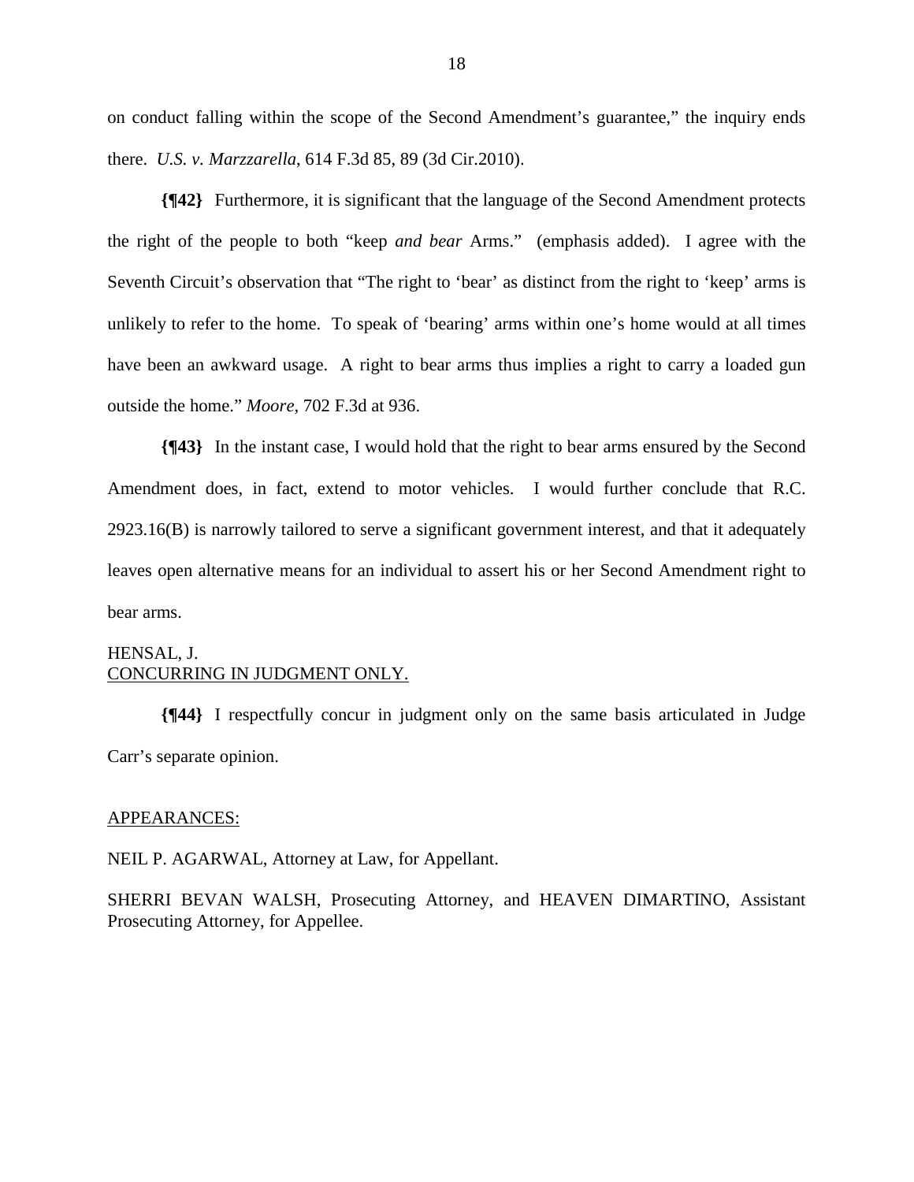on conduct falling within the scope of the Second Amendment's guarantee," the inquiry ends there. *U.S. v. Marzzarella*, 614 F.3d 85, 89 (3d Cir.2010).

**{¶42}** Furthermore, it is significant that the language of the Second Amendment protects the right of the people to both "keep *and bear* Arms." (emphasis added). I agree with the Seventh Circuit's observation that "The right to 'bear' as distinct from the right to 'keep' arms is unlikely to refer to the home. To speak of 'bearing' arms within one's home would at all times have been an awkward usage. A right to bear arms thus implies a right to carry a loaded gun outside the home." *Moore*, 702 F.3d at 936.

**{¶43}** In the instant case, I would hold that the right to bear arms ensured by the Second Amendment does, in fact, extend to motor vehicles. I would further conclude that R.C. 2923.16(B) is narrowly tailored to serve a significant government interest, and that it adequately leaves open alternative means for an individual to assert his or her Second Amendment right to bear arms.

HENSAL, J.
CONCURRING IN JUDGMENT ONLY.

**{¶44}** I respectfully concur in judgment only on the same basis articulated in Judge Carr's separate opinion.

APPEARANCES:

NEIL P. AGARWAL, Attorney at Law, for Appellant.

SHERRI BEVAN WALSH, Prosecuting Attorney, and HEAVEN DIMARTINO, Assistant Prosecuting Attorney, for Appellee.